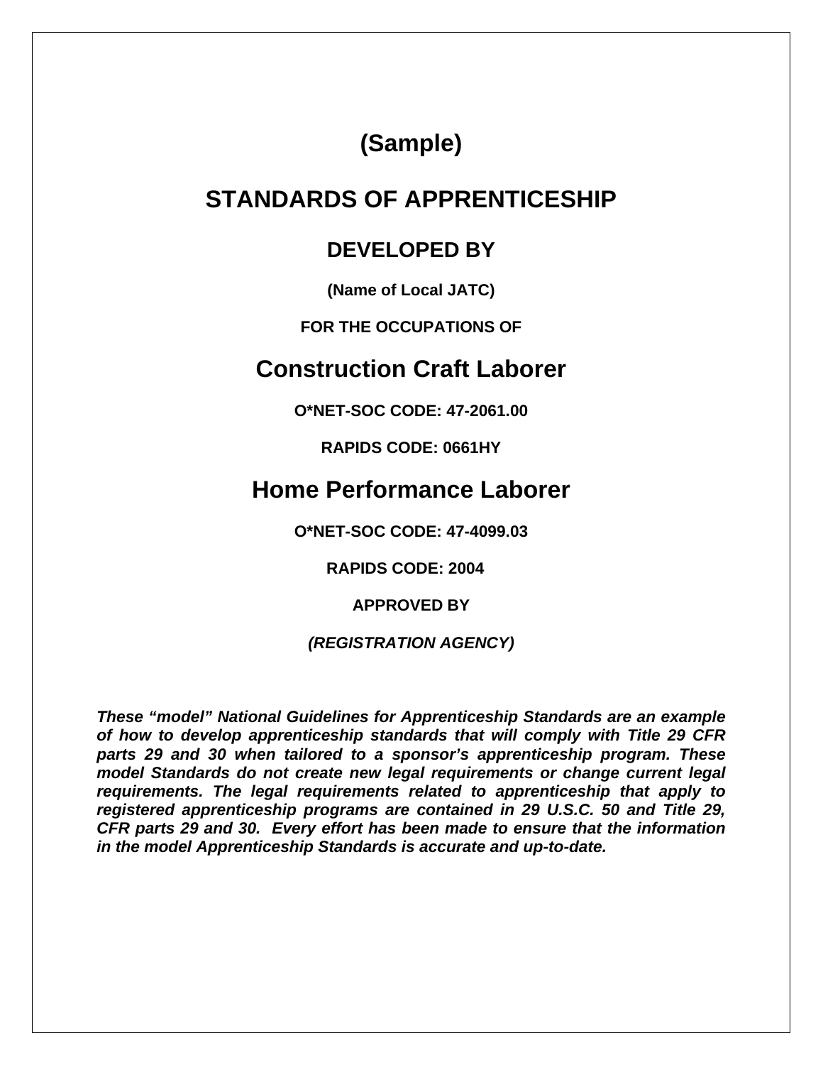# (Sample)

# STANDARDS OF APPRENTICESHIP

## DEVELOPED BY

**(Name of Local JATC)**

**FOR THE OCCUPATIONS OF**

# Construction Craft Laborer

**O*NET-SOC CODE: 47-2061.00**

**RAPIDS CODE: 0661HY**

# Home Performance Laborer

**O*NET-SOC CODE: 47-4099.03**

**RAPIDS CODE: 2004**

**APPROVED BY**

***(REGISTRATION AGENCY)***

***These "model" National Guidelines for Apprenticeship Standards are an example of how to develop apprenticeship standards that will comply with Title 29 CFR parts 29 and 30 when tailored to a sponsor's apprenticeship program. These model Standards do not create new legal requirements or change current legal requirements. The legal requirements related to apprenticeship that apply to registered apprenticeship programs are contained in 29 U.S.C. 50 and Title 29, CFR parts 29 and 30. Every effort has been made to ensure that the information in the model Apprenticeship Standards is accurate and up-to-date.***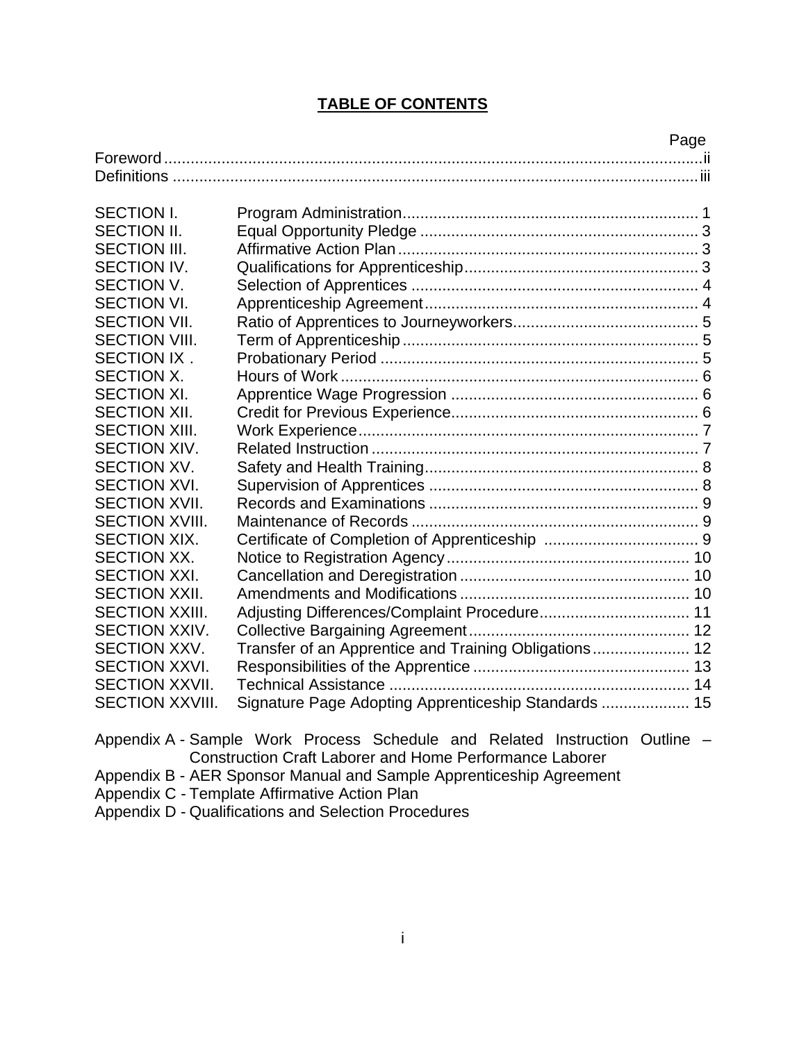# TABLE OF CONTENTS

| | | Page |
|---|---|---|
| Foreword | | ii |
| Definitions | | iii |
| SECTION I. | Program Administration | 1 |
| SECTION II. | Equal Opportunity Pledge | 3 |
| SECTION III. | Affirmative Action Plan | 3 |
| SECTION IV. | Qualifications for Apprenticeship | 3 |
| SECTION V. | Selection of Apprentices | 4 |
| SECTION VI. | Apprenticeship Agreement | 4 |
| SECTION VII. | Ratio of Apprentices to Journeyworkers | 5 |
| SECTION VIII. | Term of Apprenticeship | 5 |
| SECTION IX . | Probationary Period | 5 |
| SECTION X. | Hours of Work | 6 |
| SECTION XI. | Apprentice Wage Progression | 6 |
| SECTION XII. | Credit for Previous Experience | 6 |
| SECTION XIII. | Work Experience | 7 |
| SECTION XIV. | Related Instruction | 7 |
| SECTION XV. | Safety and Health Training | 8 |
| SECTION XVI. | Supervision of Apprentices | 8 |
| SECTION XVII. | Records and Examinations | 9 |
| SECTION XVIII. | Maintenance of Records | 9 |
| SECTION XIX. | Certificate of Completion of Apprenticeship | 9 |
| SECTION XX. | Notice to Registration Agency | 10 |
| SECTION XXI. | Cancellation and Deregistration | 10 |
| SECTION XXII. | Amendments and Modifications | 10 |
| SECTION XXIII. | Adjusting Differences/Complaint Procedure | 11 |
| SECTION XXIV. | Collective Bargaining Agreement | 12 |
| SECTION XXV. | Transfer of an Apprentice and Training Obligations | 12 |
| SECTION XXVI. | Responsibilities of the Apprentice | 13 |
| SECTION XXVII. | Technical Assistance | 14 |
| SECTION XXVIII. | Signature Page Adopting Apprenticeship Standards | 15 |

Appendix A - Sample Work Process Schedule and Related Instruction Outline – Construction Craft Laborer and Home Performance Laborer

Appendix B - AER Sponsor Manual and Sample Apprenticeship Agreement

Appendix C - Template Affirmative Action Plan

Appendix D - Qualifications and Selection Procedures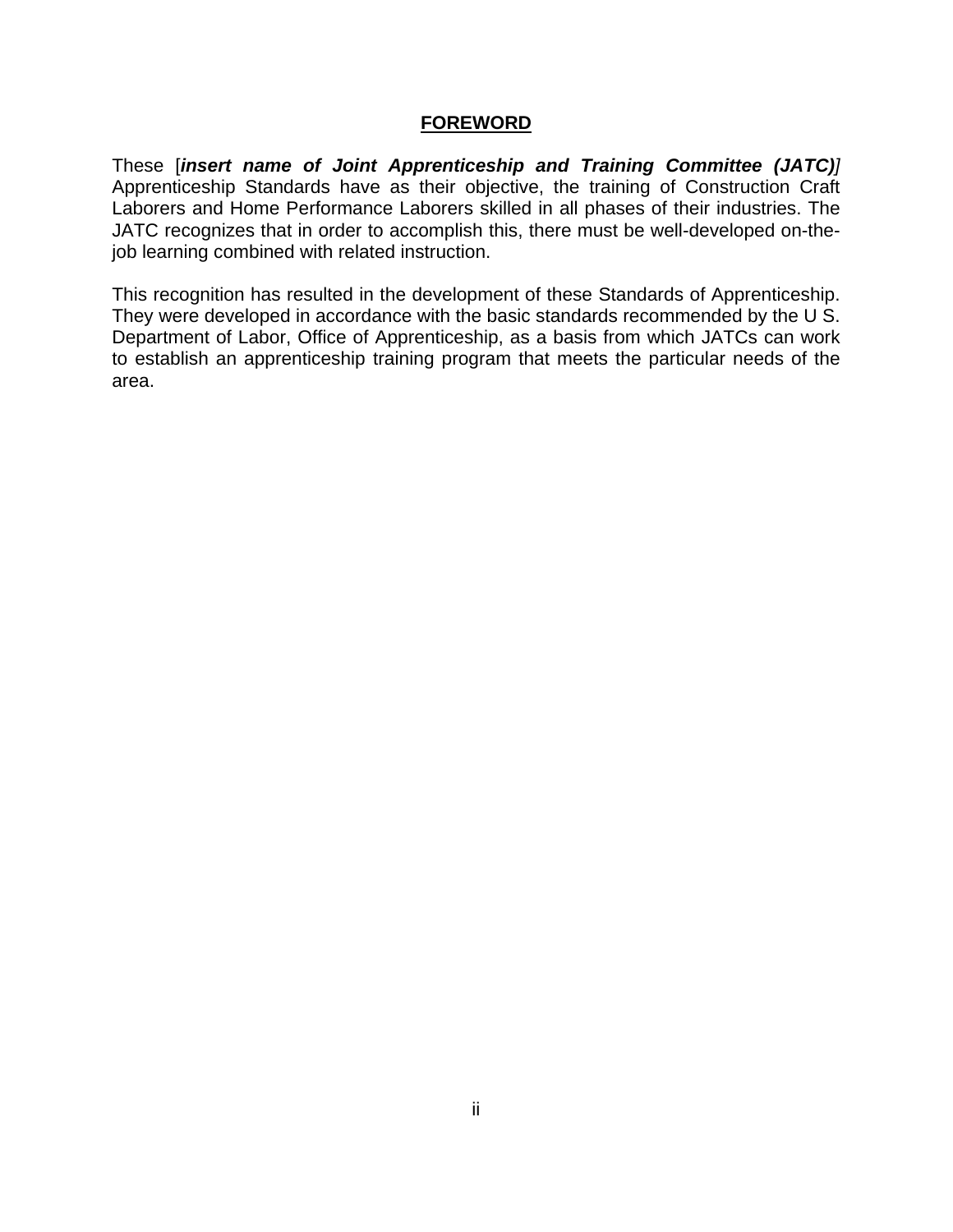# FOREWORD

These [***insert name of Joint Apprenticeship and Training Committee (JATC)***] Apprenticeship Standards have as their objective, the training of Construction Craft Laborers and Home Performance Laborers skilled in all phases of their industries. The JATC recognizes that in order to accomplish this, there must be well-developed on-the-job learning combined with related instruction.

This recognition has resulted in the development of these Standards of Apprenticeship. They were developed in accordance with the basic standards recommended by the U S. Department of Labor, Office of Apprenticeship, as a basis from which JATCs can work to establish an apprenticeship training program that meets the particular needs of the area.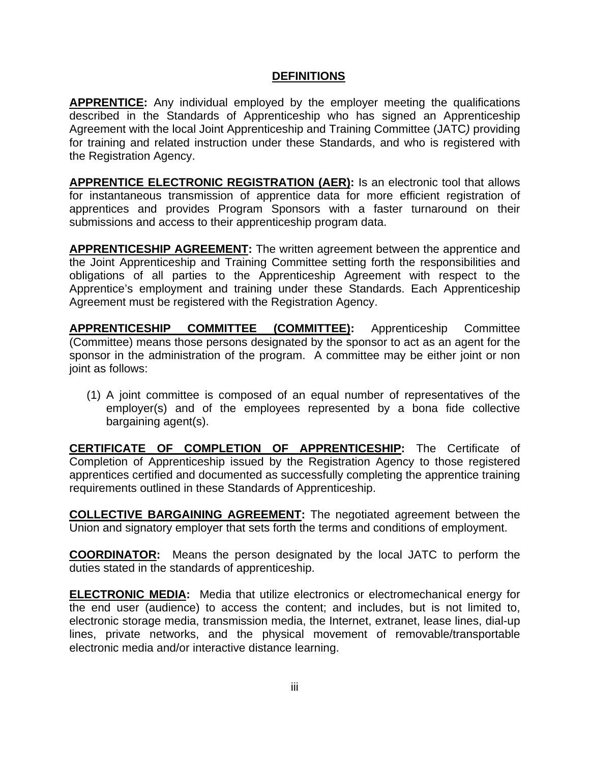## DEFINITIONS

**APPRENTICE:** Any individual employed by the employer meeting the qualifications described in the Standards of Apprenticeship who has signed an Apprenticeship Agreement with the local Joint Apprenticeship and Training Committee (JATC*)* providing for training and related instruction under these Standards, and who is registered with the Registration Agency.

**APPRENTICE ELECTRONIC REGISTRATION (AER):** Is an electronic tool that allows for instantaneous transmission of apprentice data for more efficient registration of apprentices and provides Program Sponsors with a faster turnaround on their submissions and access to their apprenticeship program data.

**APPRENTICESHIP AGREEMENT:** The written agreement between the apprentice and the Joint Apprenticeship and Training Committee setting forth the responsibilities and obligations of all parties to the Apprenticeship Agreement with respect to the Apprentice's employment and training under these Standards. Each Apprenticeship Agreement must be registered with the Registration Agency.

**APPRENTICESHIP COMMITTEE (COMMITTEE):** Apprenticeship Committee (Committee) means those persons designated by the sponsor to act as an agent for the sponsor in the administration of the program. A committee may be either joint or non joint as follows:

(1) A joint committee is composed of an equal number of representatives of the employer(s) and of the employees represented by a bona fide collective bargaining agent(s).

**CERTIFICATE OF COMPLETION OF APPRENTICESHIP:** The Certificate of Completion of Apprenticeship issued by the Registration Agency to those registered apprentices certified and documented as successfully completing the apprentice training requirements outlined in these Standards of Apprenticeship.

**COLLECTIVE BARGAINING AGREEMENT:** The negotiated agreement between the Union and signatory employer that sets forth the terms and conditions of employment.

**COORDINATOR:** Means the person designated by the local JATC to perform the duties stated in the standards of apprenticeship.

**ELECTRONIC MEDIA:** Media that utilize electronics or electromechanical energy for the end user (audience) to access the content; and includes, but is not limited to, electronic storage media, transmission media, the Internet, extranet, lease lines, dial-up lines, private networks, and the physical movement of removable/transportable electronic media and/or interactive distance learning.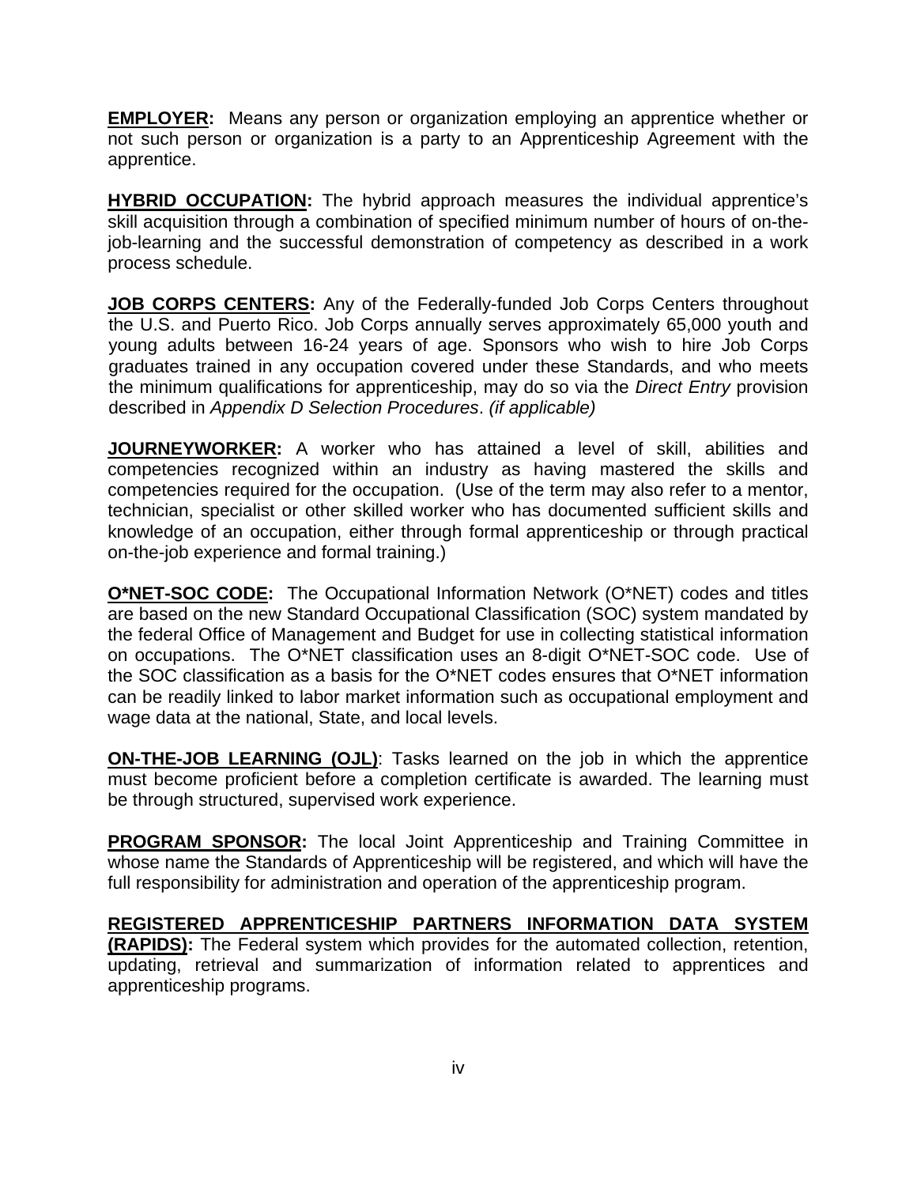**<u>EMPLOYER</u>:** Means any person or organization employing an apprentice whether or not such person or organization is a party to an Apprenticeship Agreement with the apprentice.

**<u>HYBRID OCCUPATION</u>:** The hybrid approach measures the individual apprentice's skill acquisition through a combination of specified minimum number of hours of on-the-job-learning and the successful demonstration of competency as described in a work process schedule.

**<u>JOB CORPS CENTERS</u>:** Any of the Federally-funded Job Corps Centers throughout the U.S. and Puerto Rico. Job Corps annually serves approximately 65,000 youth and young adults between 16-24 years of age. Sponsors who wish to hire Job Corps graduates trained in any occupation covered under these Standards, and who meets the minimum qualifications for apprenticeship, may do so via the *Direct Entry* provision described in *Appendix D Selection Procedures*. *(if applicable)*

**<u>JOURNEYWORKER</u>:** A worker who has attained a level of skill, abilities and competencies recognized within an industry as having mastered the skills and competencies required for the occupation. (Use of the term may also refer to a mentor, technician, specialist or other skilled worker who has documented sufficient skills and knowledge of an occupation, either through formal apprenticeship or through practical on-the-job experience and formal training.)

**<u>O*NET-SOC CODE</u>:** The Occupational Information Network (O*NET) codes and titles are based on the new Standard Occupational Classification (SOC) system mandated by the federal Office of Management and Budget for use in collecting statistical information on occupations. The O*NET classification uses an 8-digit O*NET-SOC code. Use of the SOC classification as a basis for the O*NET codes ensures that O*NET information can be readily linked to labor market information such as occupational employment and wage data at the national, State, and local levels.

**<u>ON-THE-JOB LEARNING (OJL)</u>**: Tasks learned on the job in which the apprentice must become proficient before a completion certificate is awarded. The learning must be through structured, supervised work experience.

**<u>PROGRAM SPONSOR</u>:** The local Joint Apprenticeship and Training Committee in whose name the Standards of Apprenticeship will be registered, and which will have the full responsibility for administration and operation of the apprenticeship program.

**<u>REGISTERED APPRENTICESHIP PARTNERS INFORMATION DATA SYSTEM (RAPIDS)</u>:** The Federal system which provides for the automated collection, retention, updating, retrieval and summarization of information related to apprentices and apprenticeship programs.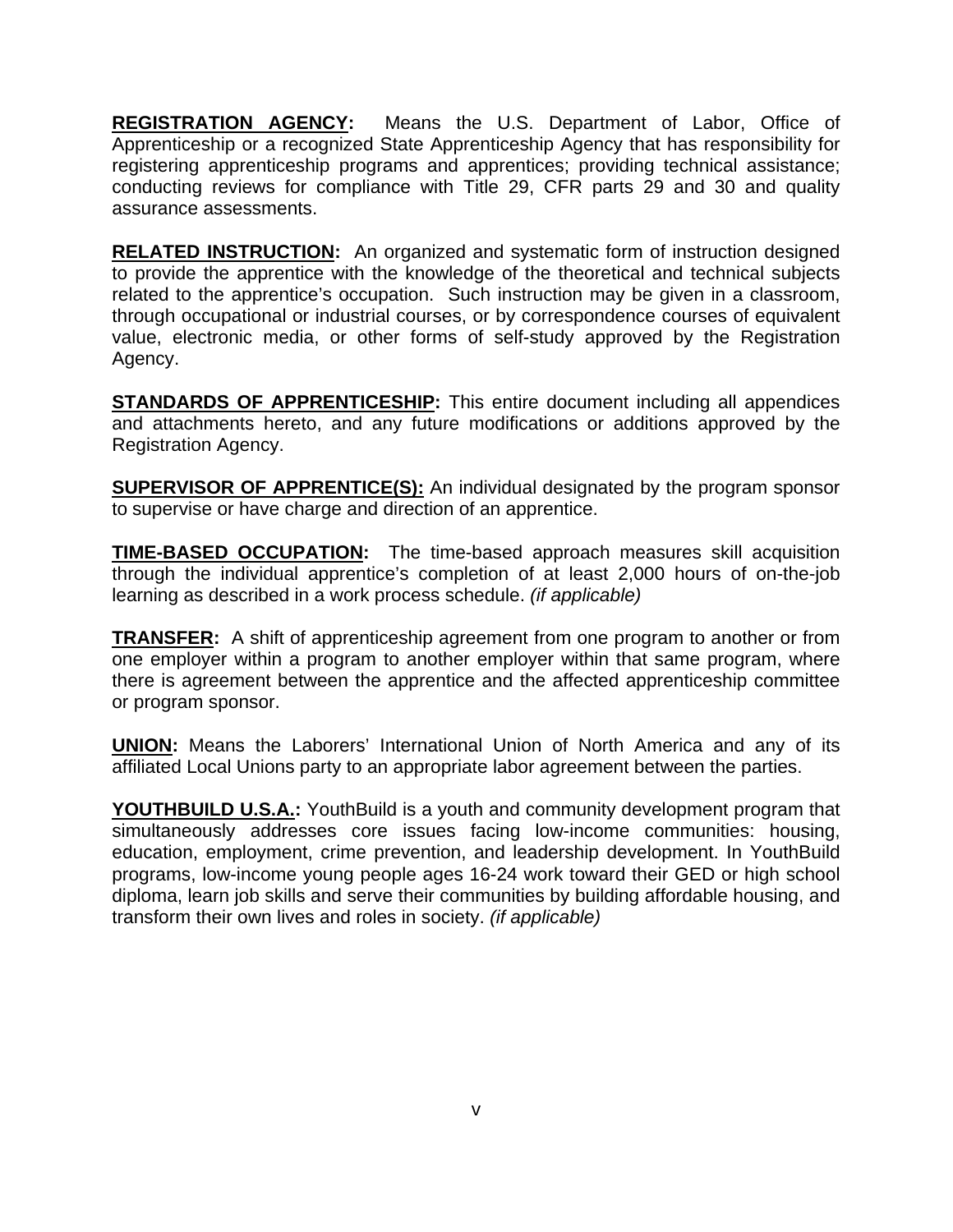**REGISTRATION AGENCY:** Means the U.S. Department of Labor, Office of Apprenticeship or a recognized State Apprenticeship Agency that has responsibility for registering apprenticeship programs and apprentices; providing technical assistance; conducting reviews for compliance with Title 29, CFR parts 29 and 30 and quality assurance assessments.

**RELATED INSTRUCTION:** An organized and systematic form of instruction designed to provide the apprentice with the knowledge of the theoretical and technical subjects related to the apprentice's occupation. Such instruction may be given in a classroom, through occupational or industrial courses, or by correspondence courses of equivalent value, electronic media, or other forms of self-study approved by the Registration Agency.

**STANDARDS OF APPRENTICESHIP:** This entire document including all appendices and attachments hereto, and any future modifications or additions approved by the Registration Agency.

**SUPERVISOR OF APPRENTICE(S):** An individual designated by the program sponsor to supervise or have charge and direction of an apprentice.

**TIME-BASED OCCUPATION:** The time-based approach measures skill acquisition through the individual apprentice's completion of at least 2,000 hours of on-the-job learning as described in a work process schedule. *(if applicable)*

**TRANSFER:** A shift of apprenticeship agreement from one program to another or from one employer within a program to another employer within that same program, where there is agreement between the apprentice and the affected apprenticeship committee or program sponsor.

**UNION:** Means the Laborers' International Union of North America and any of its affiliated Local Unions party to an appropriate labor agreement between the parties.

**YOUTHBUILD U.S.A.:** YouthBuild is a youth and community development program that simultaneously addresses core issues facing low-income communities: housing, education, employment, crime prevention, and leadership development. In YouthBuild programs, low-income young people ages 16-24 work toward their GED or high school diploma, learn job skills and serve their communities by building affordable housing, and transform their own lives and roles in society. *(if applicable)*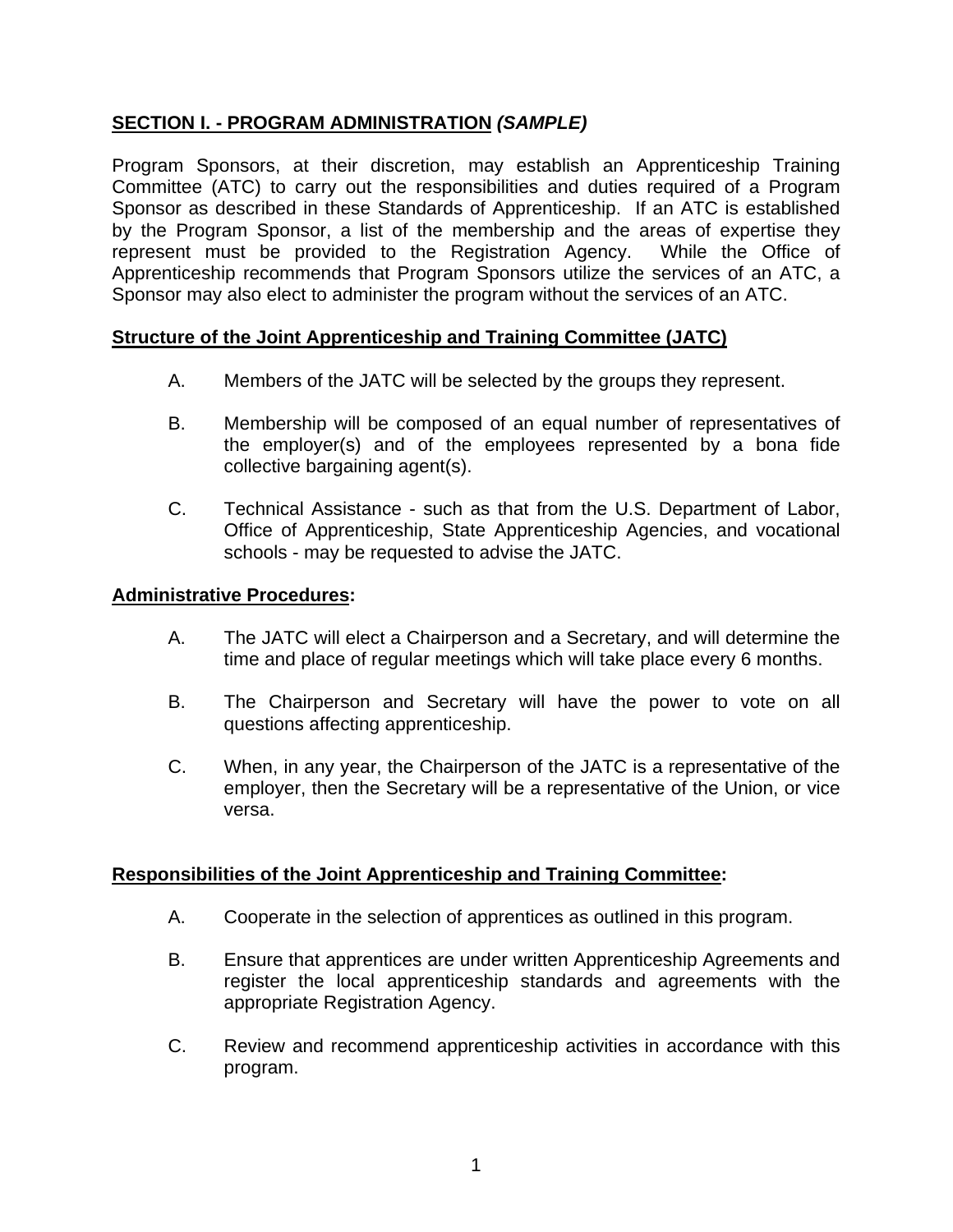## SECTION I. - PROGRAM ADMINISTRATION *(SAMPLE)*

Program Sponsors, at their discretion, may establish an Apprenticeship Training Committee (ATC) to carry out the responsibilities and duties required of a Program Sponsor as described in these Standards of Apprenticeship. If an ATC is established by the Program Sponsor, a list of the membership and the areas of expertise they represent must be provided to the Registration Agency. While the Office of Apprenticeship recommends that Program Sponsors utilize the services of an ATC, a Sponsor may also elect to administer the program without the services of an ATC.

### Structure of the Joint Apprenticeship and Training Committee (JATC)

A. Members of the JATC will be selected by the groups they represent.

B. Membership will be composed of an equal number of representatives of the employer(s) and of the employees represented by a bona fide collective bargaining agent(s).

C. Technical Assistance - such as that from the U.S. Department of Labor, Office of Apprenticeship, State Apprenticeship Agencies, and vocational schools - may be requested to advise the JATC.

### Administrative Procedures:

A. The JATC will elect a Chairperson and a Secretary, and will determine the time and place of regular meetings which will take place every 6 months.

B. The Chairperson and Secretary will have the power to vote on all questions affecting apprenticeship.

C. When, in any year, the Chairperson of the JATC is a representative of the employer, then the Secretary will be a representative of the Union, or vice versa.

### Responsibilities of the Joint Apprenticeship and Training Committee:

A. Cooperate in the selection of apprentices as outlined in this program.

B. Ensure that apprentices are under written Apprenticeship Agreements and register the local apprenticeship standards and agreements with the appropriate Registration Agency.

C. Review and recommend apprenticeship activities in accordance with this program.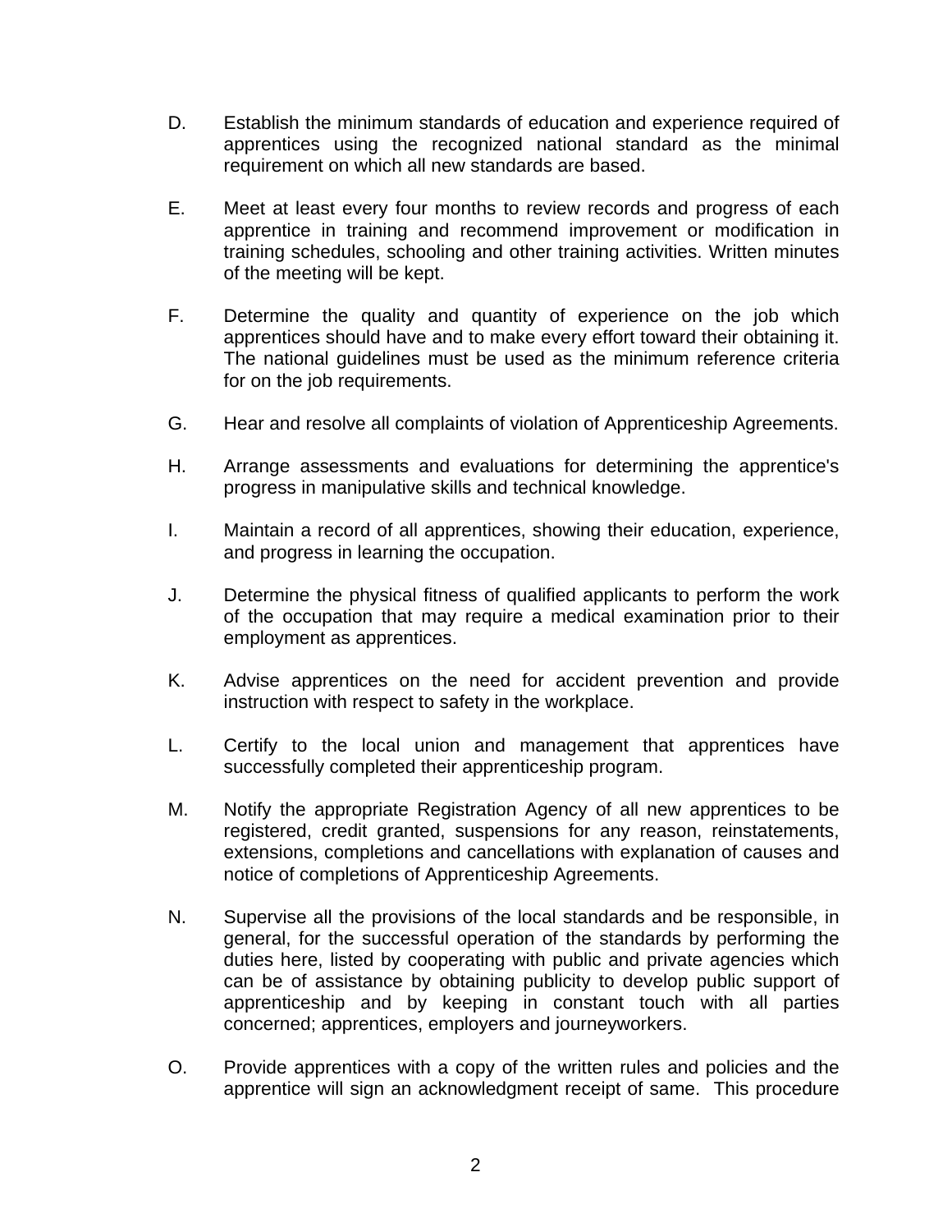D. Establish the minimum standards of education and experience required of apprentices using the recognized national standard as the minimal requirement on which all new standards are based.

E. Meet at least every four months to review records and progress of each apprentice in training and recommend improvement or modification in training schedules, schooling and other training activities. Written minutes of the meeting will be kept.

F. Determine the quality and quantity of experience on the job which apprentices should have and to make every effort toward their obtaining it. The national guidelines must be used as the minimum reference criteria for on the job requirements.

G. Hear and resolve all complaints of violation of Apprenticeship Agreements.

H. Arrange assessments and evaluations for determining the apprentice's progress in manipulative skills and technical knowledge.

I. Maintain a record of all apprentices, showing their education, experience, and progress in learning the occupation.

J. Determine the physical fitness of qualified applicants to perform the work of the occupation that may require a medical examination prior to their employment as apprentices.

K. Advise apprentices on the need for accident prevention and provide instruction with respect to safety in the workplace.

L. Certify to the local union and management that apprentices have successfully completed their apprenticeship program.

M. Notify the appropriate Registration Agency of all new apprentices to be registered, credit granted, suspensions for any reason, reinstatements, extensions, completions and cancellations with explanation of causes and notice of completions of Apprenticeship Agreements.

N. Supervise all the provisions of the local standards and be responsible, in general, for the successful operation of the standards by performing the duties here, listed by cooperating with public and private agencies which can be of assistance by obtaining publicity to develop public support of apprenticeship and by keeping in constant touch with all parties concerned; apprentices, employers and journeyworkers.

O. Provide apprentices with a copy of the written rules and policies and the apprentice will sign an acknowledgment receipt of same. This procedure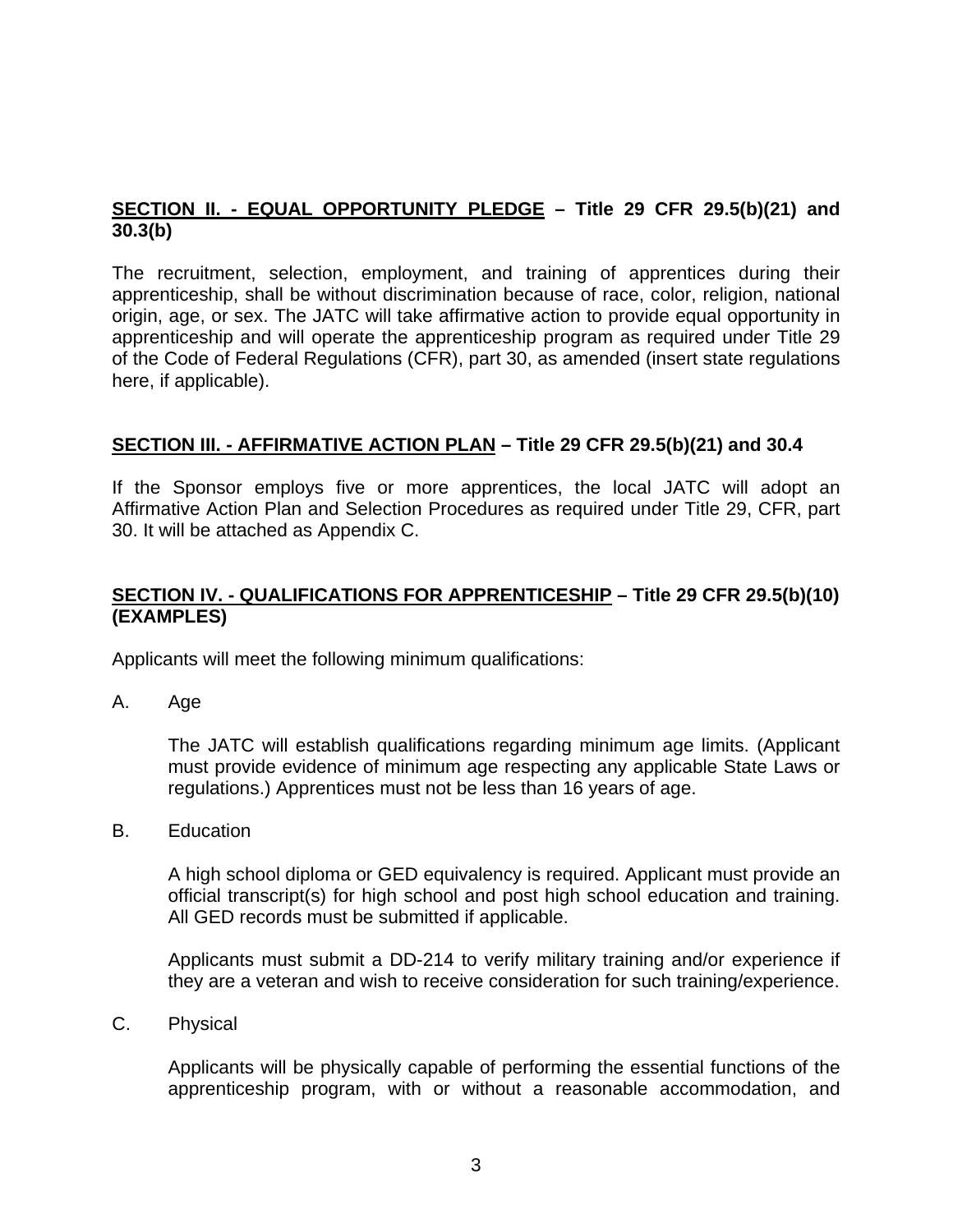## SECTION II. - EQUAL OPPORTUNITY PLEDGE – Title 29 CFR 29.5(b)(21) and 30.3(b)

The recruitment, selection, employment, and training of apprentices during their apprenticeship, shall be without discrimination because of race, color, religion, national origin, age, or sex. The JATC will take affirmative action to provide equal opportunity in apprenticeship and will operate the apprenticeship program as required under Title 29 of the Code of Federal Regulations (CFR), part 30, as amended (insert state regulations here, if applicable).

## SECTION III. - AFFIRMATIVE ACTION PLAN – Title 29 CFR 29.5(b)(21) and 30.4

If the Sponsor employs five or more apprentices, the local JATC will adopt an Affirmative Action Plan and Selection Procedures as required under Title 29, CFR, part 30. It will be attached as Appendix C.

## SECTION IV. - QUALIFICATIONS FOR APPRENTICESHIP – Title 29 CFR 29.5(b)(10) (EXAMPLES)

Applicants will meet the following minimum qualifications:

A. Age

The JATC will establish qualifications regarding minimum age limits. (Applicant must provide evidence of minimum age respecting any applicable State Laws or regulations.) Apprentices must not be less than 16 years of age.

B. Education

A high school diploma or GED equivalency is required. Applicant must provide an official transcript(s) for high school and post high school education and training. All GED records must be submitted if applicable.

Applicants must submit a DD-214 to verify military training and/or experience if they are a veteran and wish to receive consideration for such training/experience.

C. Physical

Applicants will be physically capable of performing the essential functions of the apprenticeship program, with or without a reasonable accommodation, and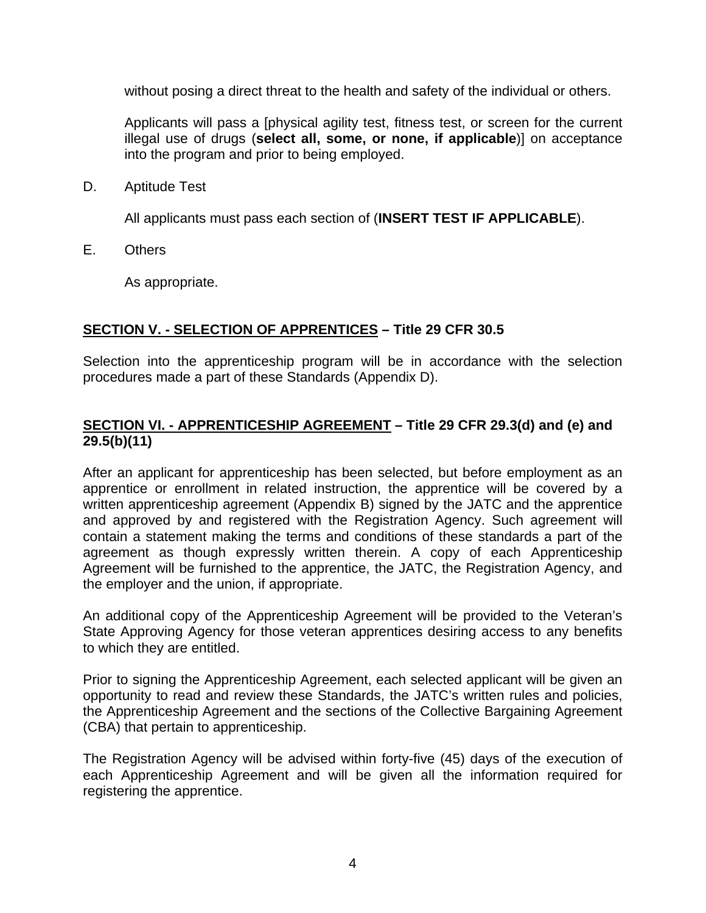without posing a direct threat to the health and safety of the individual or others.

Applicants will pass a [physical agility test, fitness test, or screen for the current illegal use of drugs (**select all, some, or none, if applicable**)] on acceptance into the program and prior to being employed.

D. Aptitude Test

All applicants must pass each section of (**INSERT TEST IF APPLICABLE**).

E. Others

As appropriate.

## <u>SECTION V. - SELECTION OF APPRENTICES</u> – Title 29 CFR 30.5

Selection into the apprenticeship program will be in accordance with the selection procedures made a part of these Standards (Appendix D).

## <u>SECTION VI. - APPRENTICESHIP AGREEMENT</u> – Title 29 CFR 29.3(d) and (e) and 29.5(b)(11)

After an applicant for apprenticeship has been selected, but before employment as an apprentice or enrollment in related instruction, the apprentice will be covered by a written apprenticeship agreement (Appendix B) signed by the JATC and the apprentice and approved by and registered with the Registration Agency. Such agreement will contain a statement making the terms and conditions of these standards a part of the agreement as though expressly written therein. A copy of each Apprenticeship Agreement will be furnished to the apprentice, the JATC, the Registration Agency, and the employer and the union, if appropriate.

An additional copy of the Apprenticeship Agreement will be provided to the Veteran's State Approving Agency for those veteran apprentices desiring access to any benefits to which they are entitled.

Prior to signing the Apprenticeship Agreement, each selected applicant will be given an opportunity to read and review these Standards, the JATC's written rules and policies, the Apprenticeship Agreement and the sections of the Collective Bargaining Agreement (CBA) that pertain to apprenticeship.

The Registration Agency will be advised within forty-five (45) days of the execution of each Apprenticeship Agreement and will be given all the information required for registering the apprentice.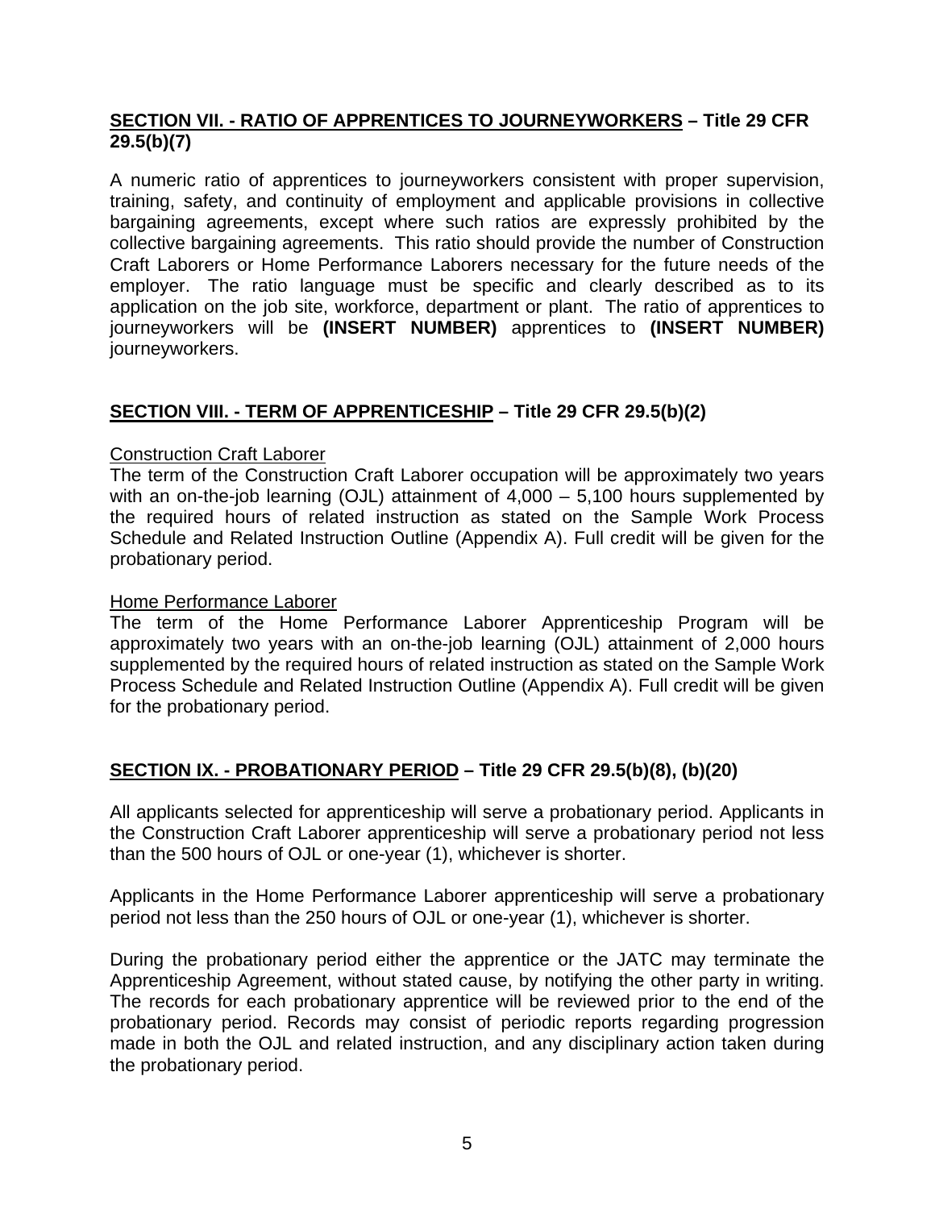## SECTION VII. - RATIO OF APPRENTICES TO JOURNEYWORKERS – Title 29 CFR 29.5(b)(7)

A numeric ratio of apprentices to journeyworkers consistent with proper supervision, training, safety, and continuity of employment and applicable provisions in collective bargaining agreements, except where such ratios are expressly prohibited by the collective bargaining agreements. This ratio should provide the number of Construction Craft Laborers or Home Performance Laborers necessary for the future needs of the employer. The ratio language must be specific and clearly described as to its application on the job site, workforce, department or plant. The ratio of apprentices to journeyworkers will be **(INSERT NUMBER)** apprentices to **(INSERT NUMBER)** journeyworkers.

## SECTION VIII. - TERM OF APPRENTICESHIP – Title 29 CFR 29.5(b)(2)

Construction Craft Laborer

The term of the Construction Craft Laborer occupation will be approximately two years with an on-the-job learning (OJL) attainment of 4,000 – 5,100 hours supplemented by the required hours of related instruction as stated on the Sample Work Process Schedule and Related Instruction Outline (Appendix A). Full credit will be given for the probationary period.

Home Performance Laborer

The term of the Home Performance Laborer Apprenticeship Program will be approximately two years with an on-the-job learning (OJL) attainment of 2,000 hours supplemented by the required hours of related instruction as stated on the Sample Work Process Schedule and Related Instruction Outline (Appendix A). Full credit will be given for the probationary period.

## SECTION IX. - PROBATIONARY PERIOD – Title 29 CFR 29.5(b)(8), (b)(20)

All applicants selected for apprenticeship will serve a probationary period. Applicants in the Construction Craft Laborer apprenticeship will serve a probationary period not less than the 500 hours of OJL or one-year (1), whichever is shorter.

Applicants in the Home Performance Laborer apprenticeship will serve a probationary period not less than the 250 hours of OJL or one-year (1), whichever is shorter.

During the probationary period either the apprentice or the JATC may terminate the Apprenticeship Agreement, without stated cause, by notifying the other party in writing. The records for each probationary apprentice will be reviewed prior to the end of the probationary period. Records may consist of periodic reports regarding progression made in both the OJL and related instruction, and any disciplinary action taken during the probationary period.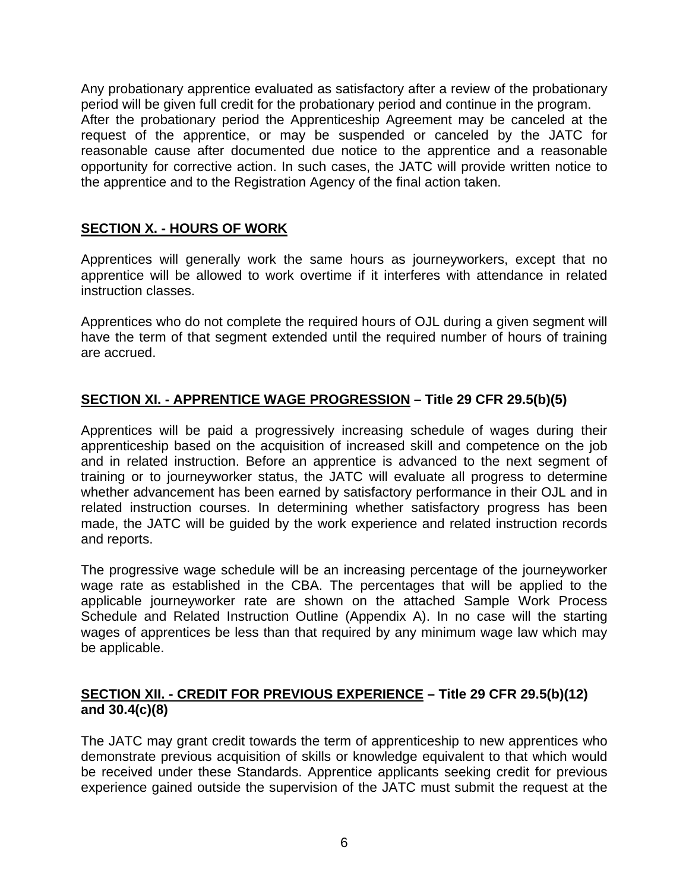Any probationary apprentice evaluated as satisfactory after a review of the probationary period will be given full credit for the probationary period and continue in the program.
After the probationary period the Apprenticeship Agreement may be canceled at the request of the apprentice, or may be suspended or canceled by the JATC for reasonable cause after documented due notice to the apprentice and a reasonable opportunity for corrective action. In such cases, the JATC will provide written notice to the apprentice and to the Registration Agency of the final action taken.

## SECTION X. - HOURS OF WORK

Apprentices will generally work the same hours as journeyworkers, except that no apprentice will be allowed to work overtime if it interferes with attendance in related instruction classes.

Apprentices who do not complete the required hours of OJL during a given segment will have the term of that segment extended until the required number of hours of training are accrued.

## SECTION XI. - APPRENTICE WAGE PROGRESSION – Title 29 CFR 29.5(b)(5)

Apprentices will be paid a progressively increasing schedule of wages during their apprenticeship based on the acquisition of increased skill and competence on the job and in related instruction. Before an apprentice is advanced to the next segment of training or to journeyworker status, the JATC will evaluate all progress to determine whether advancement has been earned by satisfactory performance in their OJL and in related instruction courses. In determining whether satisfactory progress has been made, the JATC will be guided by the work experience and related instruction records and reports.

The progressive wage schedule will be an increasing percentage of the journeyworker wage rate as established in the CBA. The percentages that will be applied to the applicable journeyworker rate are shown on the attached Sample Work Process Schedule and Related Instruction Outline (Appendix A). In no case will the starting wages of apprentices be less than that required by any minimum wage law which may be applicable.

## SECTION XII. - CREDIT FOR PREVIOUS EXPERIENCE – Title 29 CFR 29.5(b)(12) and 30.4(c)(8)

The JATC may grant credit towards the term of apprenticeship to new apprentices who demonstrate previous acquisition of skills or knowledge equivalent to that which would be received under these Standards. Apprentice applicants seeking credit for previous experience gained outside the supervision of the JATC must submit the request at the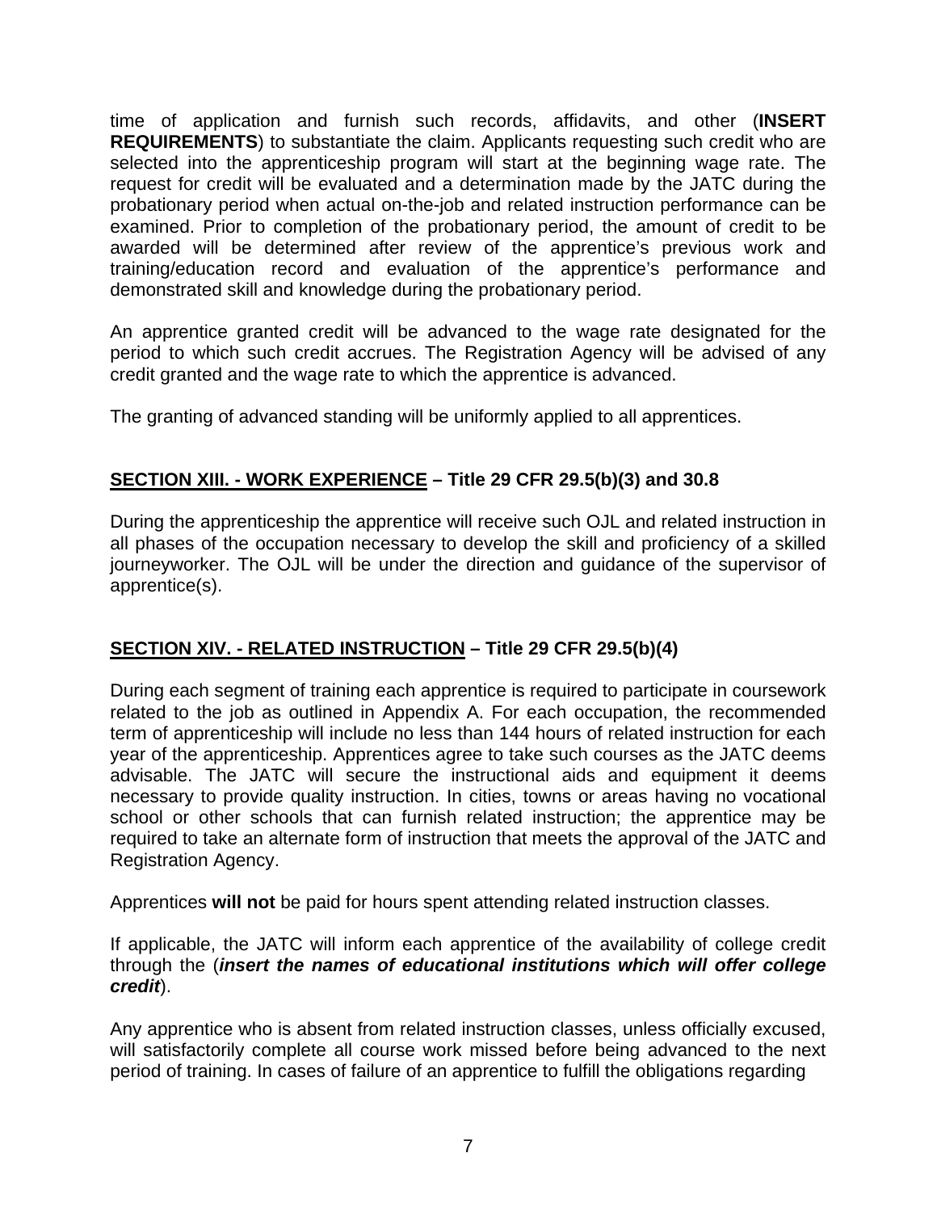time of application and furnish such records, affidavits, and other (**INSERT REQUIREMENTS**) to substantiate the claim. Applicants requesting such credit who are selected into the apprenticeship program will start at the beginning wage rate. The request for credit will be evaluated and a determination made by the JATC during the probationary period when actual on-the-job and related instruction performance can be examined. Prior to completion of the probationary period, the amount of credit to be awarded will be determined after review of the apprentice's previous work and training/education record and evaluation of the apprentice's performance and demonstrated skill and knowledge during the probationary period.

An apprentice granted credit will be advanced to the wage rate designated for the period to which such credit accrues. The Registration Agency will be advised of any credit granted and the wage rate to which the apprentice is advanced.

The granting of advanced standing will be uniformly applied to all apprentices.

## <u>SECTION XIII. - WORK EXPERIENCE</u> – Title 29 CFR 29.5(b)(3) and 30.8

During the apprenticeship the apprentice will receive such OJL and related instruction in all phases of the occupation necessary to develop the skill and proficiency of a skilled journeyworker. The OJL will be under the direction and guidance of the supervisor of apprentice(s).

## <u>SECTION XIV. - RELATED INSTRUCTION</u> – Title 29 CFR 29.5(b)(4)

During each segment of training each apprentice is required to participate in coursework related to the job as outlined in Appendix A. For each occupation, the recommended term of apprenticeship will include no less than 144 hours of related instruction for each year of the apprenticeship. Apprentices agree to take such courses as the JATC deems advisable. The JATC will secure the instructional aids and equipment it deems necessary to provide quality instruction. In cities, towns or areas having no vocational school or other schools that can furnish related instruction; the apprentice may be required to take an alternate form of instruction that meets the approval of the JATC and Registration Agency.

Apprentices **will not** be paid for hours spent attending related instruction classes.

If applicable, the JATC will inform each apprentice of the availability of college credit through the (***insert the names of educational institutions which will offer college credit***).

Any apprentice who is absent from related instruction classes, unless officially excused, will satisfactorily complete all course work missed before being advanced to the next period of training. In cases of failure of an apprentice to fulfill the obligations regarding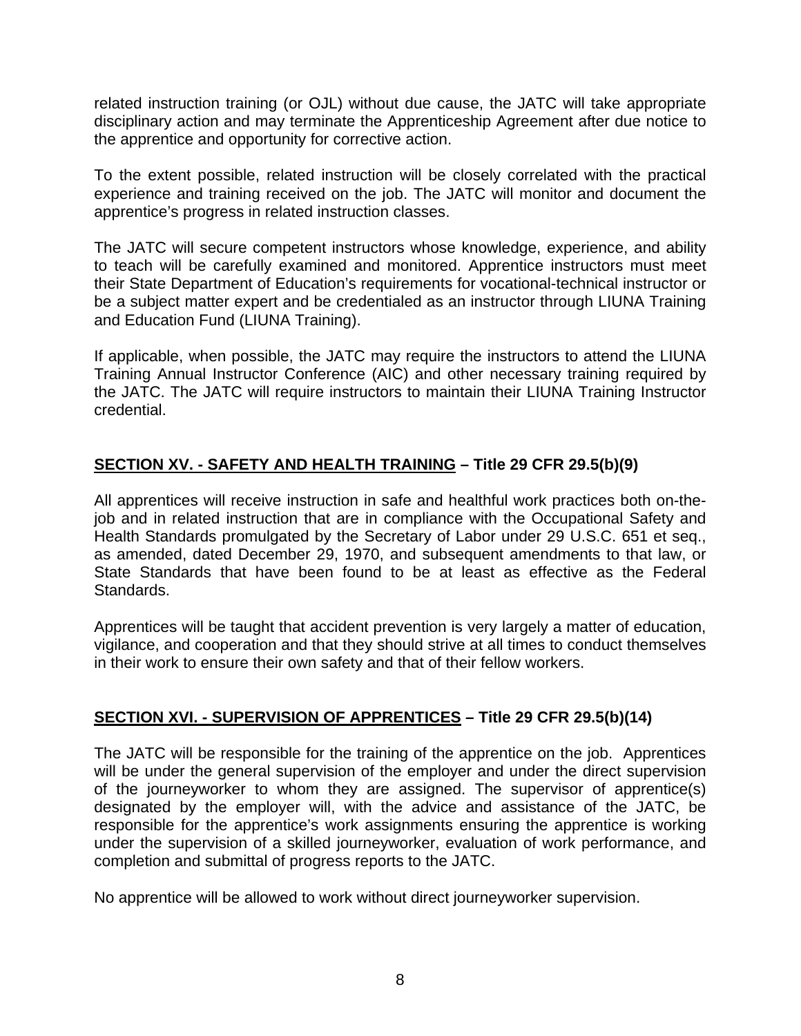related instruction training (or OJL) without due cause, the JATC will take appropriate disciplinary action and may terminate the Apprenticeship Agreement after due notice to the apprentice and opportunity for corrective action.

To the extent possible, related instruction will be closely correlated with the practical experience and training received on the job. The JATC will monitor and document the apprentice's progress in related instruction classes.

The JATC will secure competent instructors whose knowledge, experience, and ability to teach will be carefully examined and monitored. Apprentice instructors must meet their State Department of Education's requirements for vocational-technical instructor or be a subject matter expert and be credentialed as an instructor through LIUNA Training and Education Fund (LIUNA Training).

If applicable, when possible, the JATC may require the instructors to attend the LIUNA Training Annual Instructor Conference (AIC) and other necessary training required by the JATC. The JATC will require instructors to maintain their LIUNA Training Instructor credential.

## <u>SECTION XV. - SAFETY AND HEALTH TRAINING</u> – Title 29 CFR 29.5(b)(9)

All apprentices will receive instruction in safe and healthful work practices both on-the-job and in related instruction that are in compliance with the Occupational Safety and Health Standards promulgated by the Secretary of Labor under 29 U.S.C. 651 et seq., as amended, dated December 29, 1970, and subsequent amendments to that law, or State Standards that have been found to be at least as effective as the Federal Standards.

Apprentices will be taught that accident prevention is very largely a matter of education, vigilance, and cooperation and that they should strive at all times to conduct themselves in their work to ensure their own safety and that of their fellow workers.

## <u>SECTION XVI. - SUPERVISION OF APPRENTICES</u> – Title 29 CFR 29.5(b)(14)

The JATC will be responsible for the training of the apprentice on the job. Apprentices will be under the general supervision of the employer and under the direct supervision of the journeyworker to whom they are assigned. The supervisor of apprentice(s) designated by the employer will, with the advice and assistance of the JATC, be responsible for the apprentice's work assignments ensuring the apprentice is working under the supervision of a skilled journeyworker, evaluation of work performance, and completion and submittal of progress reports to the JATC.

No apprentice will be allowed to work without direct journeyworker supervision.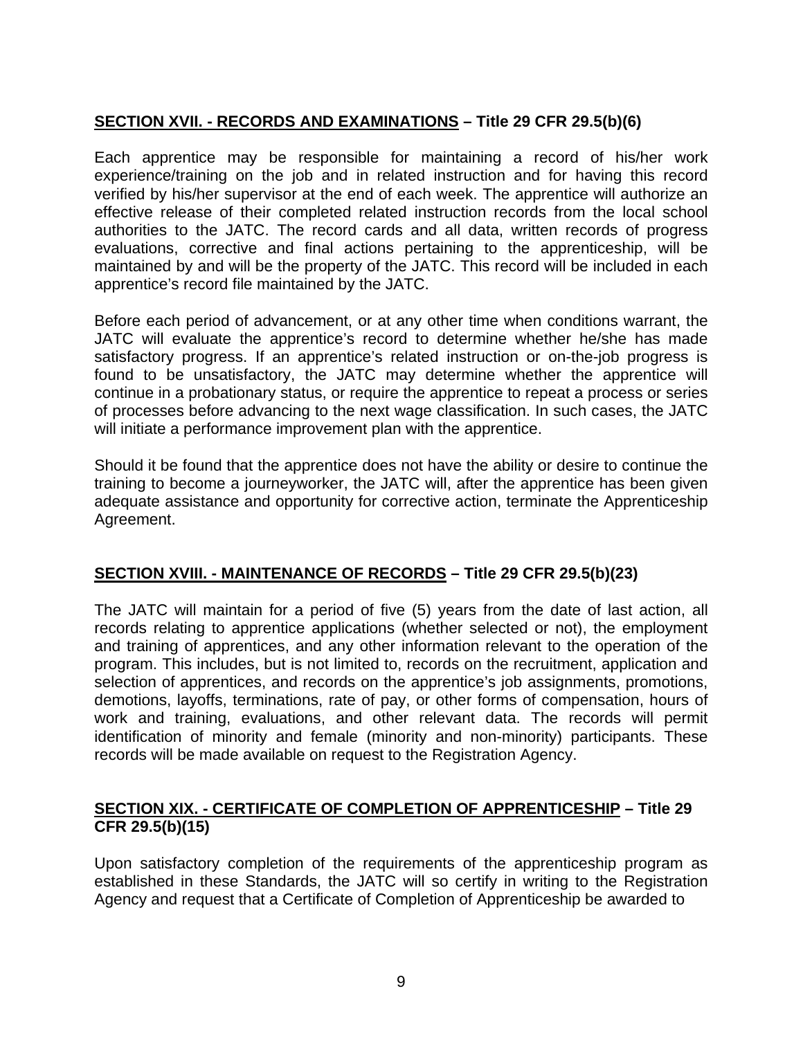## **SECTION XVII. - RECORDS AND EXAMINATIONS – Title 29 CFR 29.5(b)(6)**

Each apprentice may be responsible for maintaining a record of his/her work experience/training on the job and in related instruction and for having this record verified by his/her supervisor at the end of each week. The apprentice will authorize an effective release of their completed related instruction records from the local school authorities to the JATC. The record cards and all data, written records of progress evaluations, corrective and final actions pertaining to the apprenticeship, will be maintained by and will be the property of the JATC. This record will be included in each apprentice's record file maintained by the JATC.

Before each period of advancement, or at any other time when conditions warrant, the JATC will evaluate the apprentice's record to determine whether he/she has made satisfactory progress. If an apprentice's related instruction or on-the-job progress is found to be unsatisfactory, the JATC may determine whether the apprentice will continue in a probationary status, or require the apprentice to repeat a process or series of processes before advancing to the next wage classification. In such cases, the JATC will initiate a performance improvement plan with the apprentice.

Should it be found that the apprentice does not have the ability or desire to continue the training to become a journeyworker, the JATC will, after the apprentice has been given adequate assistance and opportunity for corrective action, terminate the Apprenticeship Agreement.

## **SECTION XVIII. - MAINTENANCE OF RECORDS – Title 29 CFR 29.5(b)(23)**

The JATC will maintain for a period of five (5) years from the date of last action, all records relating to apprentice applications (whether selected or not), the employment and training of apprentices, and any other information relevant to the operation of the program. This includes, but is not limited to, records on the recruitment, application and selection of apprentices, and records on the apprentice's job assignments, promotions, demotions, layoffs, terminations, rate of pay, or other forms of compensation, hours of work and training, evaluations, and other relevant data. The records will permit identification of minority and female (minority and non-minority) participants. These records will be made available on request to the Registration Agency.

## **SECTION XIX. - CERTIFICATE OF COMPLETION OF APPRENTICESHIP – Title 29 CFR 29.5(b)(15)**

Upon satisfactory completion of the requirements of the apprenticeship program as established in these Standards, the JATC will so certify in writing to the Registration Agency and request that a Certificate of Completion of Apprenticeship be awarded to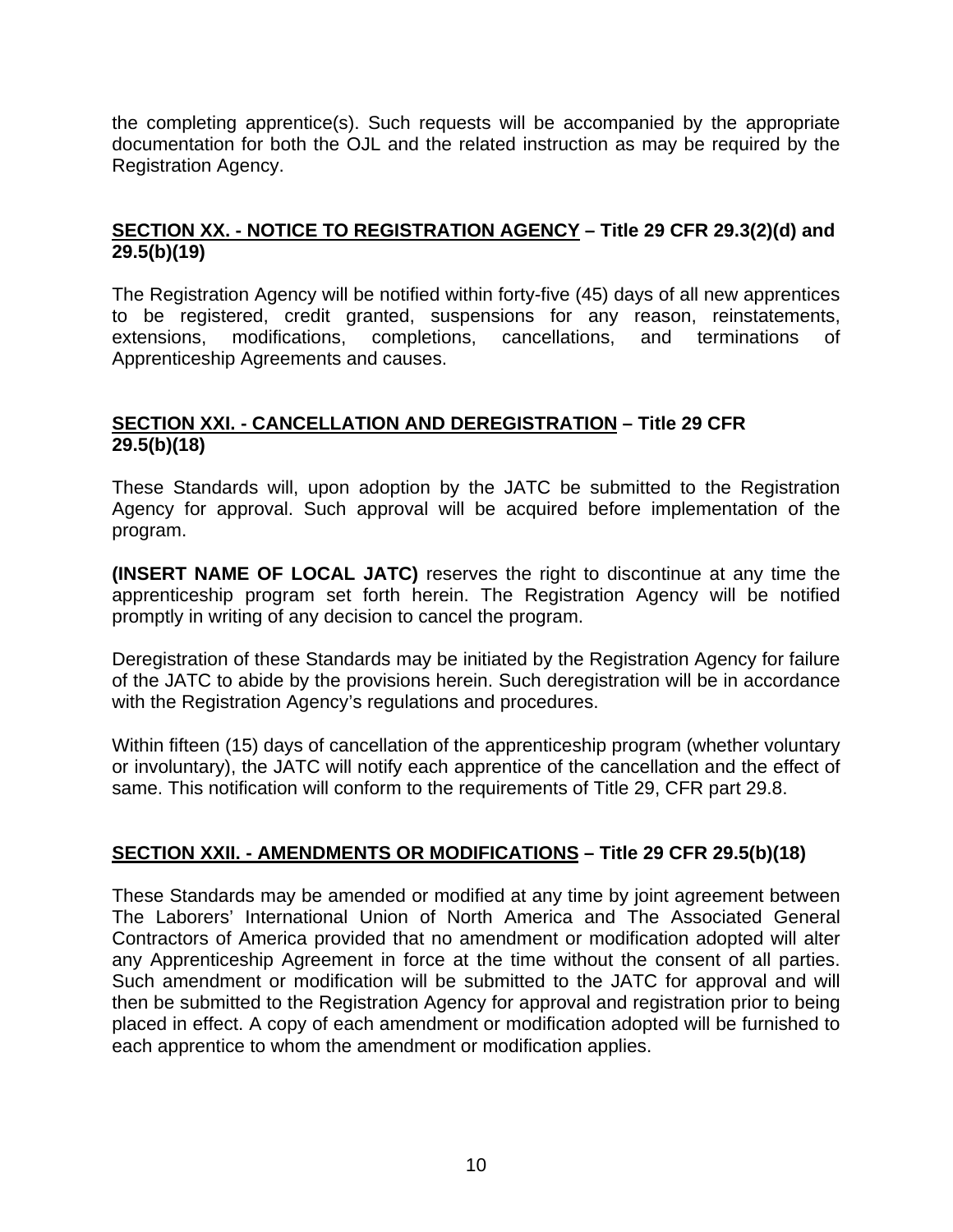the completing apprentice(s). Such requests will be accompanied by the appropriate documentation for both the OJL and the related instruction as may be required by the Registration Agency.

## SECTION XX. - NOTICE TO REGISTRATION AGENCY – Title 29 CFR 29.3(2)(d) and 29.5(b)(19)

The Registration Agency will be notified within forty-five (45) days of all new apprentices to be registered, credit granted, suspensions for any reason, reinstatements, extensions, modifications, completions, cancellations, and terminations of Apprenticeship Agreements and causes.

## SECTION XXI. - CANCELLATION AND DEREGISTRATION – Title 29 CFR 29.5(b)(18)

These Standards will, upon adoption by the JATC be submitted to the Registration Agency for approval. Such approval will be acquired before implementation of the program.

**(INSERT NAME OF LOCAL JATC)** reserves the right to discontinue at any time the apprenticeship program set forth herein. The Registration Agency will be notified promptly in writing of any decision to cancel the program.

Deregistration of these Standards may be initiated by the Registration Agency for failure of the JATC to abide by the provisions herein. Such deregistration will be in accordance with the Registration Agency's regulations and procedures.

Within fifteen (15) days of cancellation of the apprenticeship program (whether voluntary or involuntary), the JATC will notify each apprentice of the cancellation and the effect of same. This notification will conform to the requirements of Title 29, CFR part 29.8.

## SECTION XXII. - AMENDMENTS OR MODIFICATIONS – Title 29 CFR 29.5(b)(18)

These Standards may be amended or modified at any time by joint agreement between The Laborers' International Union of North America and The Associated General Contractors of America provided that no amendment or modification adopted will alter any Apprenticeship Agreement in force at the time without the consent of all parties. Such amendment or modification will be submitted to the JATC for approval and will then be submitted to the Registration Agency for approval and registration prior to being placed in effect. A copy of each amendment or modification adopted will be furnished to each apprentice to whom the amendment or modification applies.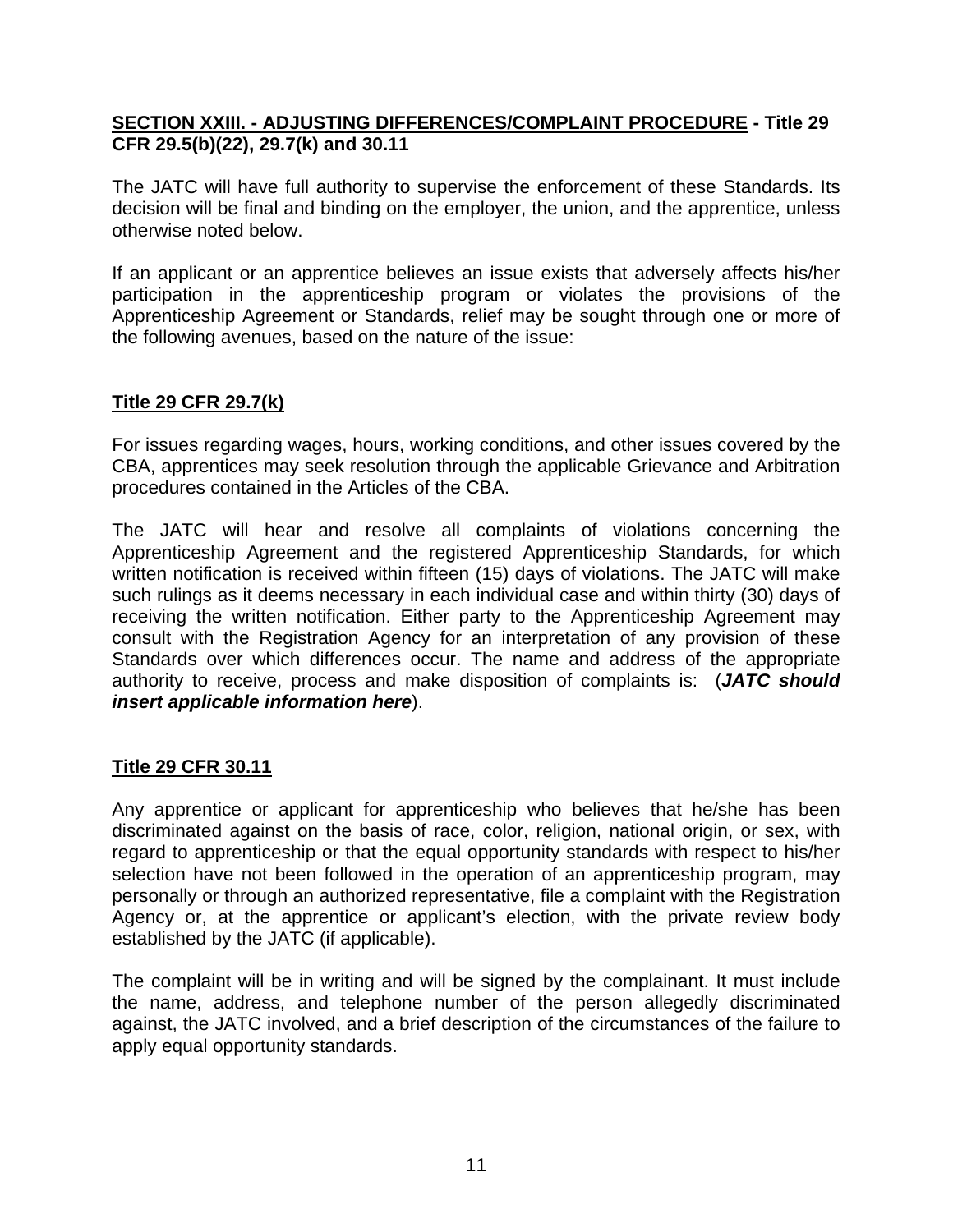## SECTION XXIII. - ADJUSTING DIFFERENCES/COMPLAINT PROCEDURE - Title 29 CFR 29.5(b)(22), 29.7(k) and 30.11

The JATC will have full authority to supervise the enforcement of these Standards. Its decision will be final and binding on the employer, the union, and the apprentice, unless otherwise noted below.

If an applicant or an apprentice believes an issue exists that adversely affects his/her participation in the apprenticeship program or violates the provisions of the Apprenticeship Agreement or Standards, relief may be sought through one or more of the following avenues, based on the nature of the issue:

### Title 29 CFR 29.7(k)

For issues regarding wages, hours, working conditions, and other issues covered by the CBA, apprentices may seek resolution through the applicable Grievance and Arbitration procedures contained in the Articles of the CBA.

The JATC will hear and resolve all complaints of violations concerning the Apprenticeship Agreement and the registered Apprenticeship Standards, for which written notification is received within fifteen (15) days of violations. The JATC will make such rulings as it deems necessary in each individual case and within thirty (30) days of receiving the written notification. Either party to the Apprenticeship Agreement may consult with the Registration Agency for an interpretation of any provision of these Standards over which differences occur. The name and address of the appropriate authority to receive, process and make disposition of complaints is: (***JATC should insert applicable information here***).

### Title 29 CFR 30.11

Any apprentice or applicant for apprenticeship who believes that he/she has been discriminated against on the basis of race, color, religion, national origin, or sex, with regard to apprenticeship or that the equal opportunity standards with respect to his/her selection have not been followed in the operation of an apprenticeship program, may personally or through an authorized representative, file a complaint with the Registration Agency or, at the apprentice or applicant's election, with the private review body established by the JATC (if applicable).

The complaint will be in writing and will be signed by the complainant. It must include the name, address, and telephone number of the person allegedly discriminated against, the JATC involved, and a brief description of the circumstances of the failure to apply equal opportunity standards.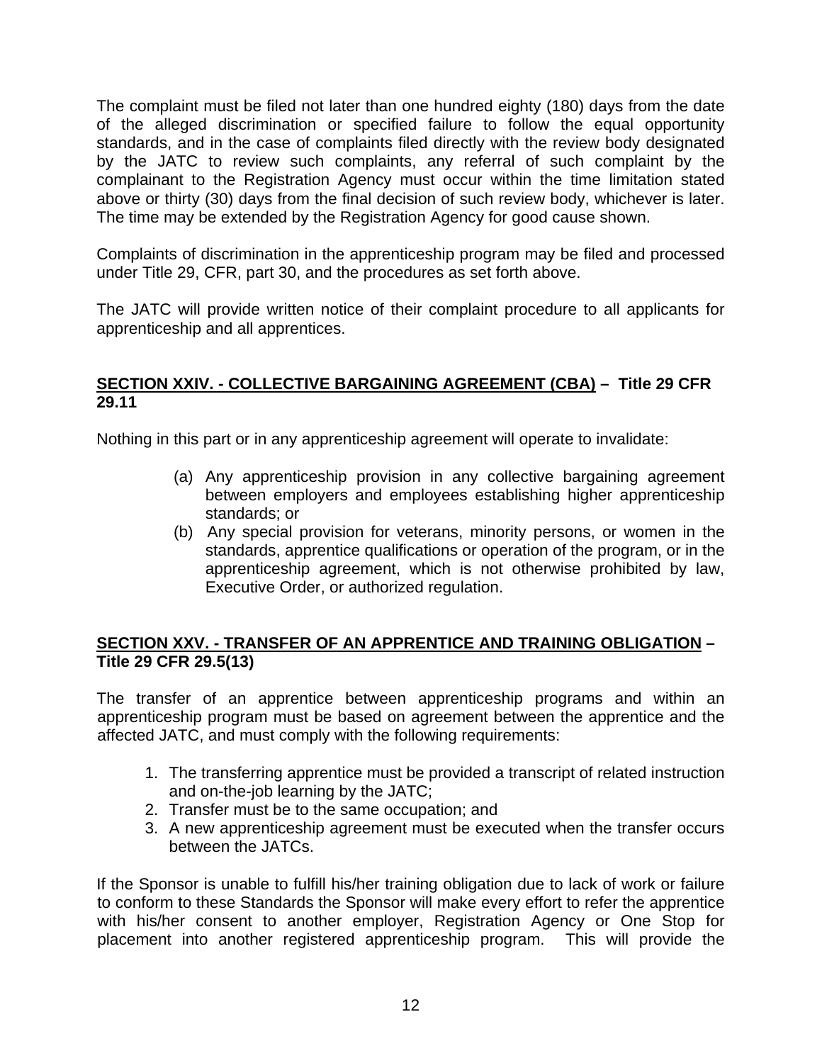The complaint must be filed not later than one hundred eighty (180) days from the date of the alleged discrimination or specified failure to follow the equal opportunity standards, and in the case of complaints filed directly with the review body designated by the JATC to review such complaints, any referral of such complaint by the complainant to the Registration Agency must occur within the time limitation stated above or thirty (30) days from the final decision of such review body, whichever is later. The time may be extended by the Registration Agency for good cause shown.

Complaints of discrimination in the apprenticeship program may be filed and processed under Title 29, CFR, part 30, and the procedures as set forth above.

The JATC will provide written notice of their complaint procedure to all applicants for apprenticeship and all apprentices.

## SECTION XXIV. - COLLECTIVE BARGAINING AGREEMENT (CBA) – Title 29 CFR 29.11

Nothing in this part or in any apprenticeship agreement will operate to invalidate:

(a) Any apprenticeship provision in any collective bargaining agreement between employers and employees establishing higher apprenticeship standards; or

(b) Any special provision for veterans, minority persons, or women in the standards, apprentice qualifications or operation of the program, or in the apprenticeship agreement, which is not otherwise prohibited by law, Executive Order, or authorized regulation.

## SECTION XXV. - TRANSFER OF AN APPRENTICE AND TRAINING OBLIGATION – Title 29 CFR 29.5(13)

The transfer of an apprentice between apprenticeship programs and within an apprenticeship program must be based on agreement between the apprentice and the affected JATC, and must comply with the following requirements:

1. The transferring apprentice must be provided a transcript of related instruction and on-the-job learning by the JATC;
2. Transfer must be to the same occupation; and
3. A new apprenticeship agreement must be executed when the transfer occurs between the JATCs.

If the Sponsor is unable to fulfill his/her training obligation due to lack of work or failure to conform to these Standards the Sponsor will make every effort to refer the apprentice with his/her consent to another employer, Registration Agency or One Stop for placement into another registered apprenticeship program. This will provide the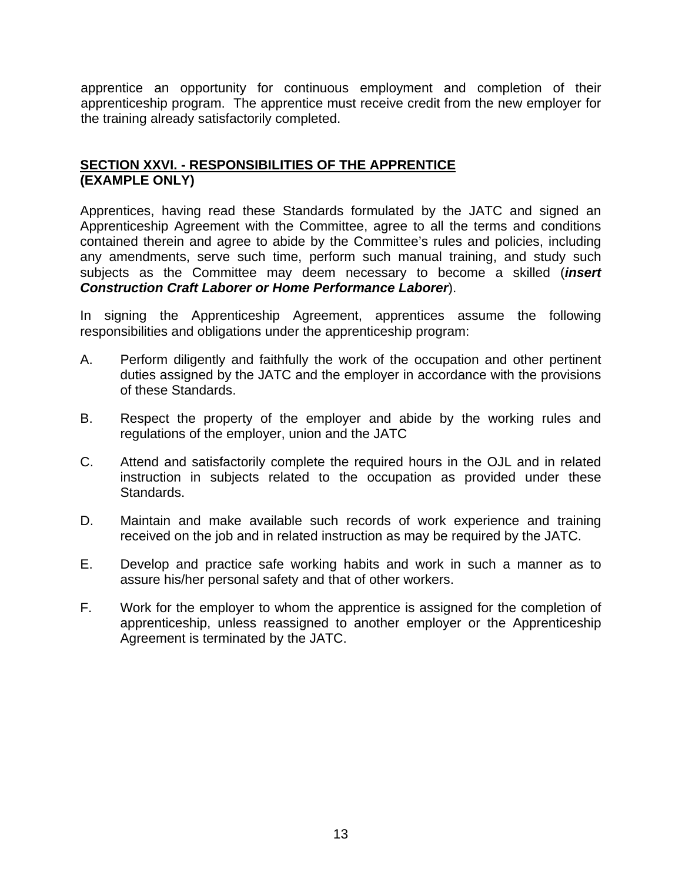apprentice an opportunity for continuous employment and completion of their apprenticeship program. The apprentice must receive credit from the new employer for the training already satisfactorily completed.

## SECTION XXVI. - RESPONSIBILITIES OF THE APPRENTICE (EXAMPLE ONLY)

Apprentices, having read these Standards formulated by the JATC and signed an Apprenticeship Agreement with the Committee, agree to all the terms and conditions contained therein and agree to abide by the Committee's rules and policies, including any amendments, serve such time, perform such manual training, and study such subjects as the Committee may deem necessary to become a skilled (***insert Construction Craft Laborer or Home Performance Laborer***).

In signing the Apprenticeship Agreement, apprentices assume the following responsibilities and obligations under the apprenticeship program:

A. Perform diligently and faithfully the work of the occupation and other pertinent duties assigned by the JATC and the employer in accordance with the provisions of these Standards.

B. Respect the property of the employer and abide by the working rules and regulations of the employer, union and the JATC

C. Attend and satisfactorily complete the required hours in the OJL and in related instruction in subjects related to the occupation as provided under these Standards.

D. Maintain and make available such records of work experience and training received on the job and in related instruction as may be required by the JATC.

E. Develop and practice safe working habits and work in such a manner as to assure his/her personal safety and that of other workers.

F. Work for the employer to whom the apprentice is assigned for the completion of apprenticeship, unless reassigned to another employer or the Apprenticeship Agreement is terminated by the JATC.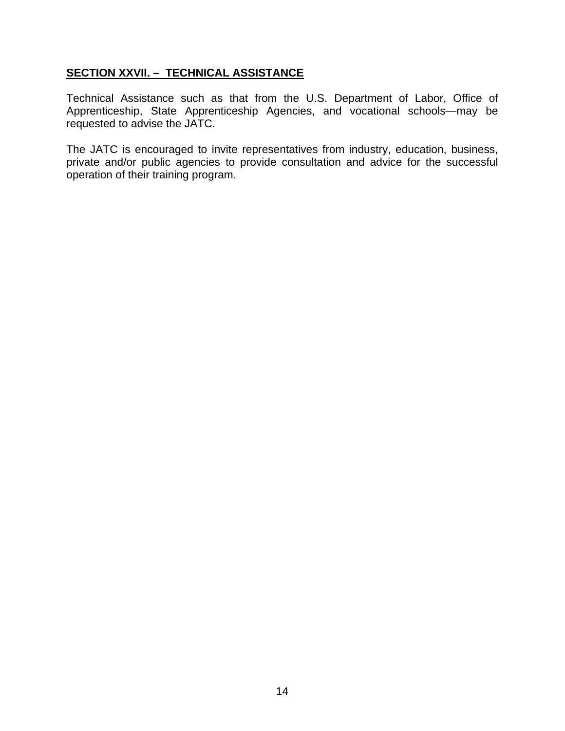## **SECTION XXVII. – TECHNICAL ASSISTANCE**

Technical Assistance such as that from the U.S. Department of Labor, Office of Apprenticeship, State Apprenticeship Agencies, and vocational schools—may be requested to advise the JATC.

The JATC is encouraged to invite representatives from industry, education, business, private and/or public agencies to provide consultation and advice for the successful operation of their training program.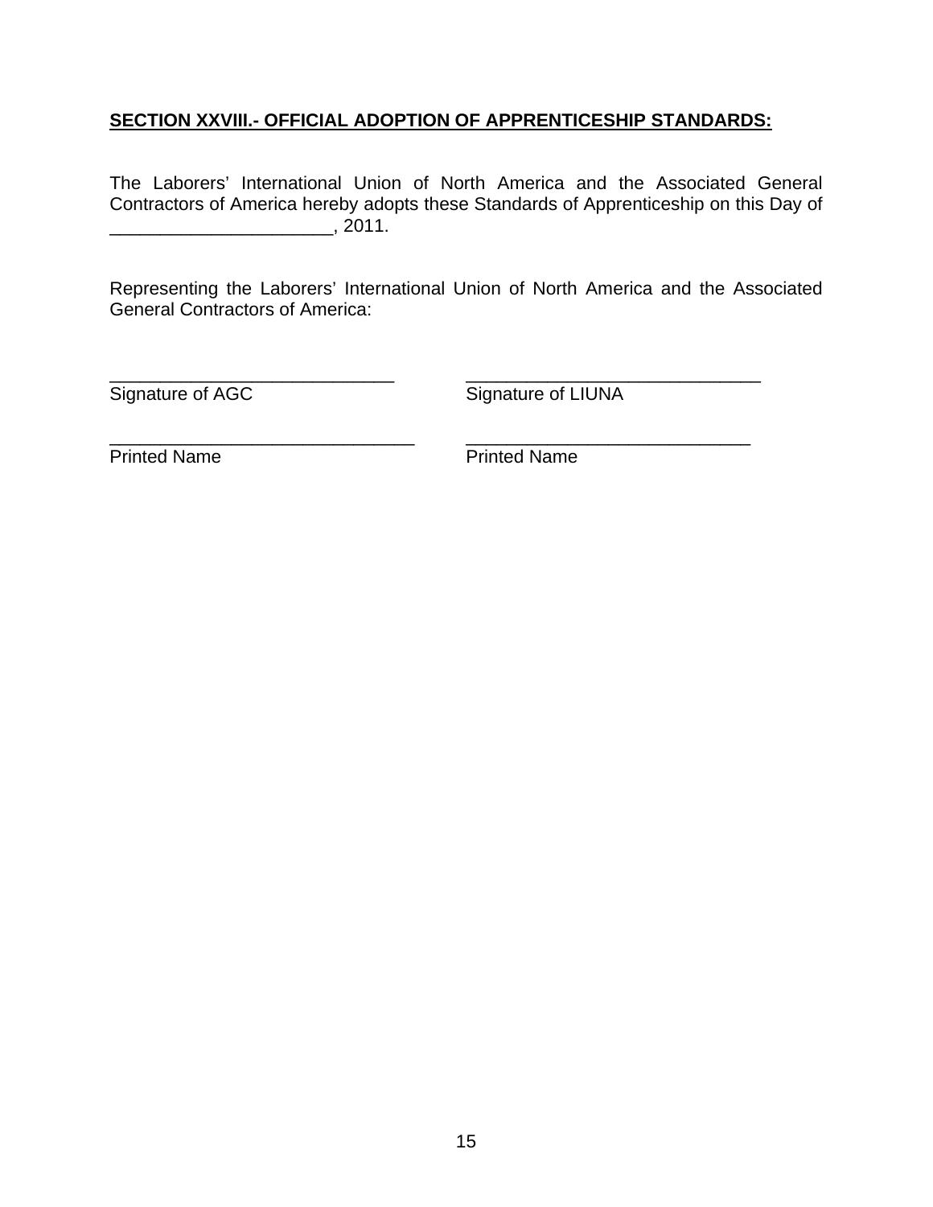**SECTION XXVIII.- OFFICIAL ADOPTION OF APPRENTICESHIP STANDARDS:**

The Laborers' International Union of North America and the Associated General Contractors of America hereby adopts these Standards of Apprenticeship on this Day of ______________________, 2011.

Representing the Laborers' International Union of North America and the Associated General Contractors of America:

| | |
|---|---|
| ____________________________ | _____________________________ |
| Signature of AGC | Signature of LIUNA |
| ______________________________ | ____________________________ |
| Printed Name | Printed Name |